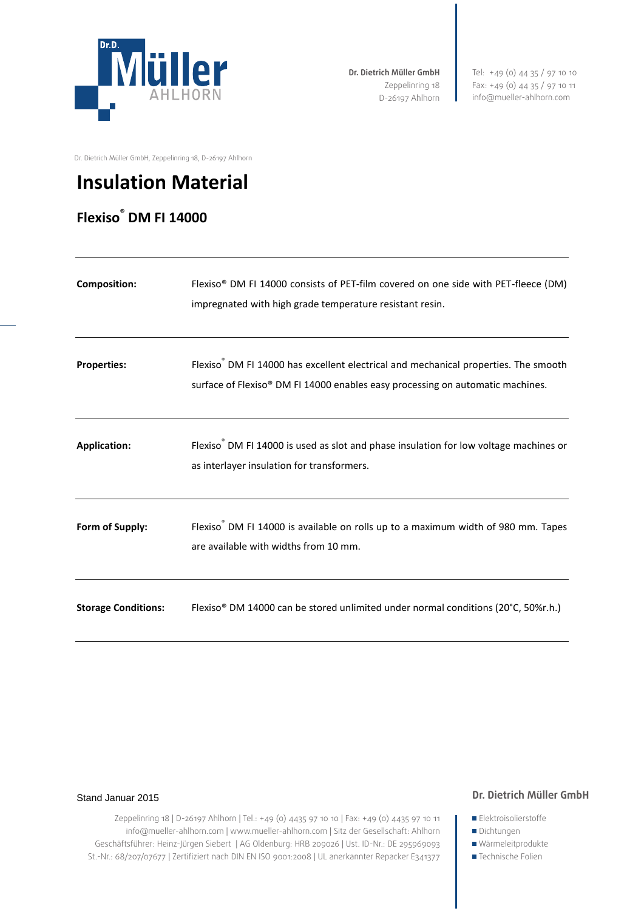Dr. Dietrich Müller GmbH
Zeppelinring 18
D-26197 Ahlhorn

Tel: +49 (0) 44 35 / 97 10 10
Fax: +49 (0) 44 35 / 97 10 11
info@mueller-ahlhorn.com

Dr. Dietrich Müller GmbH, Zeppelinring 18, D-26197 Ahlhorn

# Insulation Material

## Flexiso® DM FI 14000

| | |
|---|---|
| **Composition:** | Flexiso® DM FI 14000 consists of PET-film covered on one side with PET-fleece (DM) impregnated with high grade temperature resistant resin. |
| **Properties:** | Flexiso® DM FI 14000 has excellent electrical and mechanical properties. The smooth surface of Flexiso® DM FI 14000 enables easy processing on automatic machines. |
| **Application:** | Flexiso® DM FI 14000 is used as slot and phase insulation for low voltage machines or as interlayer insulation for transformers. |
| **Form of Supply:** | Flexiso® DM FI 14000 is available on rolls up to a maximum width of 980 mm. Tapes are available with widths from 10 mm. |
| **Storage Conditions:** | Flexiso® DM 14000 can be stored unlimited under normal conditions (20°C, 50%r.h.) |

Stand Januar 2015

Zeppelinring 18 | D-26197 Ahlhorn | Tel.: +49 (0) 4435 97 10 10 | Fax: +49 (0) 4435 97 10 11
info@mueller-ahlhorn.com | www.mueller-ahlhorn.com | Sitz der Gesellschaft: Ahlhorn
Geschäftsführer: Heinz-Jürgen Siebert | AG Oldenburg: HRB 209026 | Ust. ID-Nr.: DE 295969093
St.-Nr.: 68/207/07677 | Zertifiziert nach DIN EN ISO 9001:2008 | UL anerkannter Repacker E341377

**Dr. Dietrich Müller GmbH**

- Elektroisolierstoffe
- Dichtungen
- Wärmeleitprodukte
- Technische Folien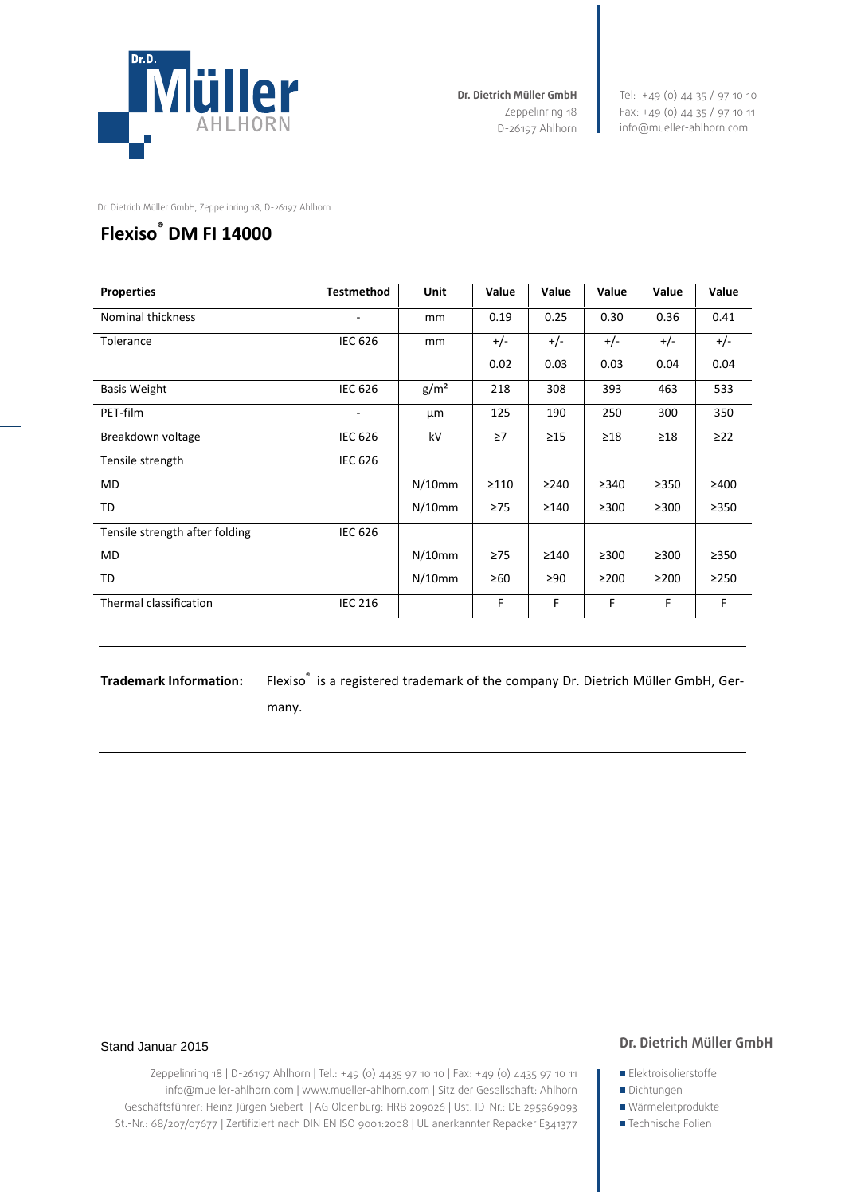Dr. Dietrich Müller GmbH
Zeppelinring 18
D-26197 Ahlhorn

Tel: +49 (0) 44 35 / 97 10 10
Fax: +49 (0) 44 35 / 97 10 11
info@mueller-ahlhorn.com

Dr. Dietrich Müller GmbH, Zeppelinring 18, D-26197 Ahlhorn

# Flexiso® DM FI 14000

| Properties | Testmethod | Unit | Value | Value | Value | Value | Value |
|---|---|---|---|---|---|---|---|
| Nominal thickness | - | mm | 0.19 | 0.25 | 0.30 | 0.36 | 0.41 |
| Tolerance | IEC 626 | mm | +/- 0.02 | +/- 0.03 | +/- 0.03 | +/- 0.04 | +/- 0.04 |
| Basis Weight | IEC 626 | g/m² | 218 | 308 | 393 | 463 | 533 |
| PET-film | - | µm | 125 | 190 | 250 | 300 | 350 |
| Breakdown voltage | IEC 626 | kV | ≥7 | ≥15 | ≥18 | ≥18 | ≥22 |
| Tensile strength | IEC 626 | | | | | | |
| MD | | N/10mm | ≥110 | ≥240 | ≥340 | ≥350 | ≥400 |
| TD | | N/10mm | ≥75 | ≥140 | ≥300 | ≥300 | ≥350 |
| Tensile strength after folding | IEC 626 | | | | | | |
| MD | | N/10mm | ≥75 | ≥140 | ≥300 | ≥300 | ≥350 |
| TD | | N/10mm | ≥60 | ≥90 | ≥200 | ≥200 | ≥250 |
| Thermal classification | IEC 216 | | F | F | F | F | F |

**Trademark Information:** Flexiso® is a registered trademark of the company Dr. Dietrich Müller GmbH, Germany.

Stand Januar 2015

Zeppelinring 18 | D-26197 Ahlhorn | Tel.: +49 (0) 4435 97 10 10 | Fax: +49 (0) 4435 97 10 11
info@mueller-ahlhorn.com | www.mueller-ahlhorn.com | Sitz der Gesellschaft: Ahlhorn
Geschäftsführer: Heinz-Jürgen Siebert | AG Oldenburg: HRB 209026 | Ust. ID-Nr.: DE 295969093
St.-Nr.: 68/207/07677 | Zertifiziert nach DIN EN ISO 9001:2008 | UL anerkannter Repacker E341377

**Dr. Dietrich Müller GmbH**

- Elektroisolierstoffe
- Dichtungen
- Wärmeleitprodukte
- Technische Folien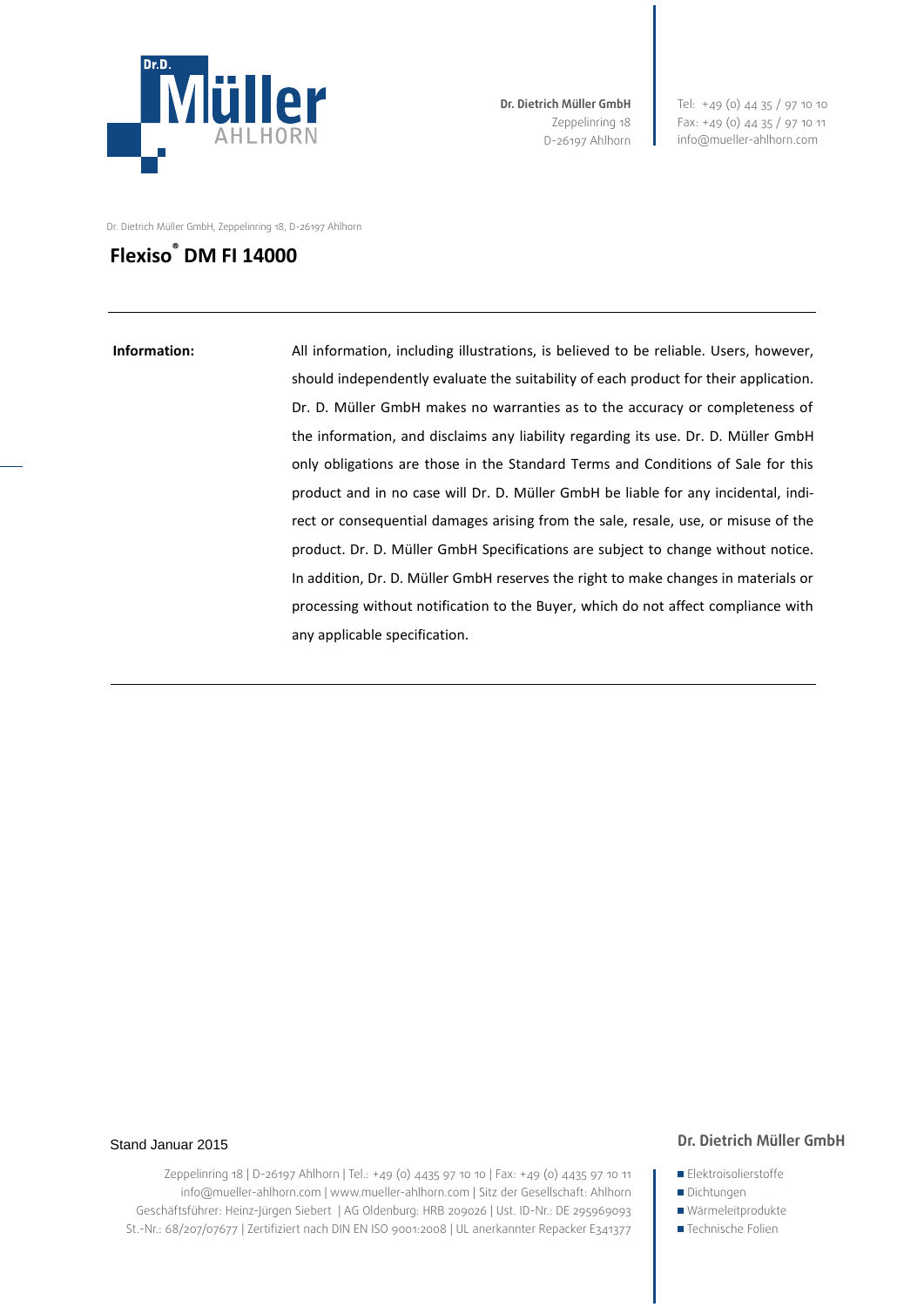# Flexiso® DM FI 14000

| | |
|---|---|
| **Information:** | All information, including illustrations, is believed to be reliable. Users, however, should independently evaluate the suitability of each product for their application. Dr. D. Müller GmbH makes no warranties as to the accuracy or completeness of the information, and disclaims any liability regarding its use. Dr. D. Müller GmbH only obligations are those in the Standard Terms and Conditions of Sale for this product and in no case will Dr. D. Müller GmbH be liable for any incidental, indirect or consequential damages arising from the sale, resale, use, or misuse of the product. Dr. D. Müller GmbH Specifications are subject to change without notice. In addition, Dr. D. Müller GmbH reserves the right to make changes in materials or processing without notification to the Buyer, which do not affect compliance with any applicable specification. |

Stand Januar 2015